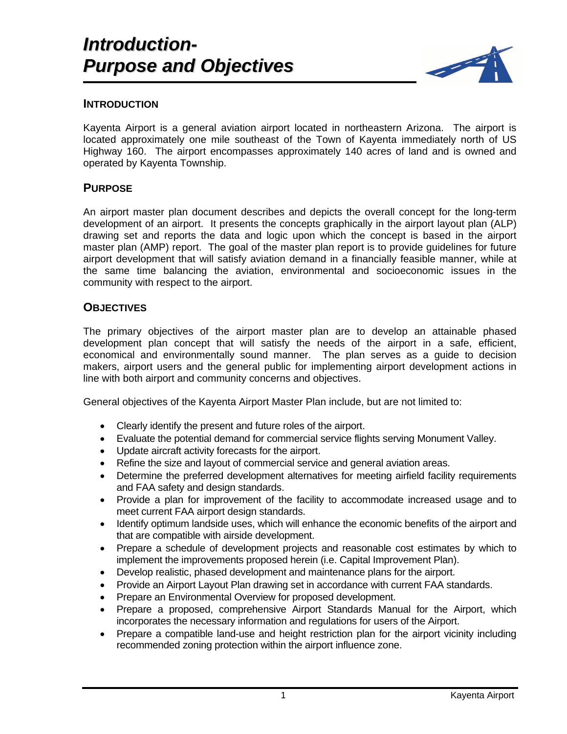# Introduction-
# Purpose and Objectives

## INTRODUCTION

Kayenta Airport is a general aviation airport located in northeastern Arizona. The airport is located approximately one mile southeast of the Town of Kayenta immediately north of US Highway 160. The airport encompasses approximately 140 acres of land and is owned and operated by Kayenta Township.

## PURPOSE

An airport master plan document describes and depicts the overall concept for the long-term development of an airport. It presents the concepts graphically in the airport layout plan (ALP) drawing set and reports the data and logic upon which the concept is based in the airport master plan (AMP) report. The goal of the master plan report is to provide guidelines for future airport development that will satisfy aviation demand in a financially feasible manner, while at the same time balancing the aviation, environmental and socioeconomic issues in the community with respect to the airport.

## OBJECTIVES

The primary objectives of the airport master plan are to develop an attainable phased development plan concept that will satisfy the needs of the airport in a safe, efficient, economical and environmentally sound manner. The plan serves as a guide to decision makers, airport users and the general public for implementing airport development actions in line with both airport and community concerns and objectives.

General objectives of the Kayenta Airport Master Plan include, but are not limited to:

- Clearly identify the present and future roles of the airport.
- Evaluate the potential demand for commercial service flights serving Monument Valley.
- Update aircraft activity forecasts for the airport.
- Refine the size and layout of commercial service and general aviation areas.
- Determine the preferred development alternatives for meeting airfield facility requirements and FAA safety and design standards.
- Provide a plan for improvement of the facility to accommodate increased usage and to meet current FAA airport design standards.
- Identify optimum landside uses, which will enhance the economic benefits of the airport and that are compatible with airside development.
- Prepare a schedule of development projects and reasonable cost estimates by which to implement the improvements proposed herein (i.e. Capital Improvement Plan).
- Develop realistic, phased development and maintenance plans for the airport.
- Provide an Airport Layout Plan drawing set in accordance with current FAA standards.
- Prepare an Environmental Overview for proposed development.
- Prepare a proposed, comprehensive Airport Standards Manual for the Airport, which incorporates the necessary information and regulations for users of the Airport.
- Prepare a compatible land-use and height restriction plan for the airport vicinity including recommended zoning protection within the airport influence zone.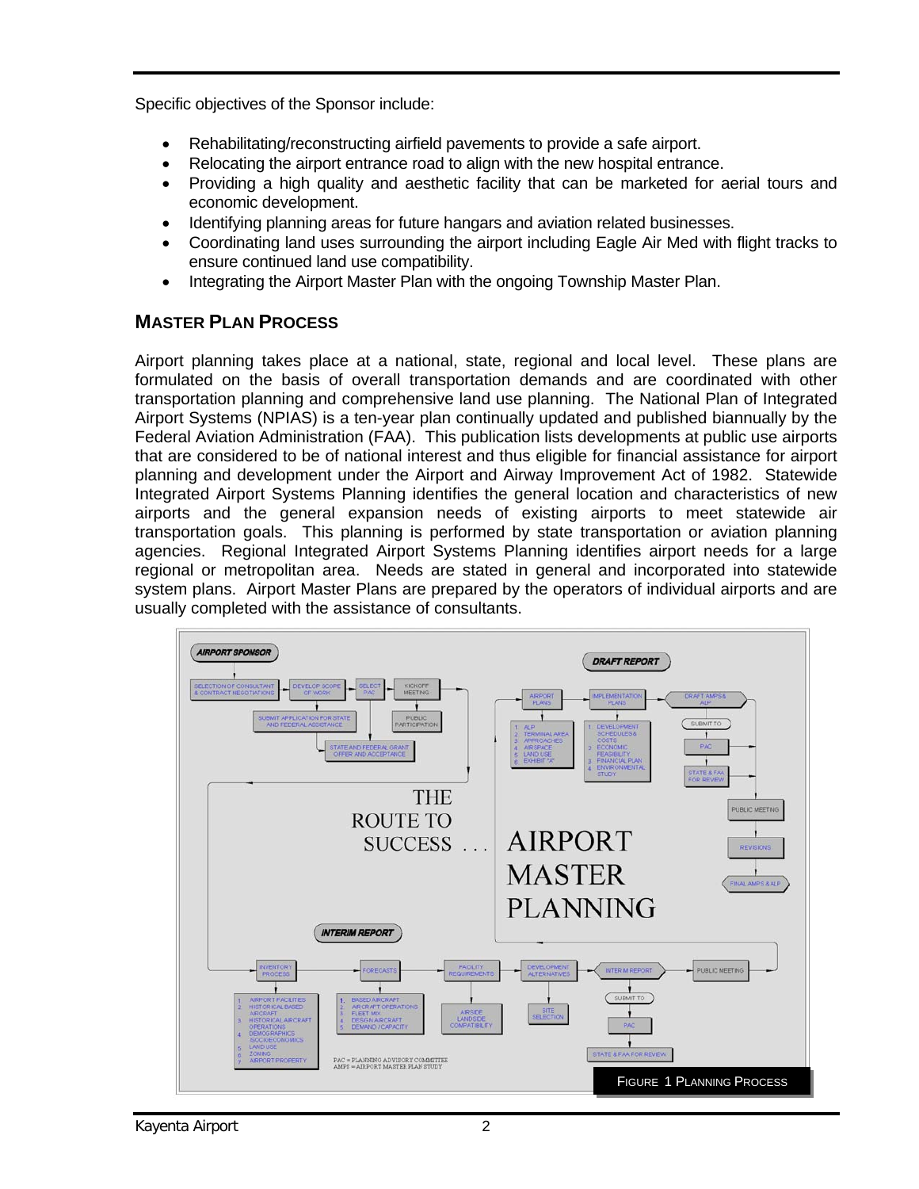Specific objectives of the Sponsor include:

- Rehabilitating/reconstructing airfield pavements to provide a safe airport.
- Relocating the airport entrance road to align with the new hospital entrance.
- Providing a high quality and aesthetic facility that can be marketed for aerial tours and economic development.
- Identifying planning areas for future hangars and aviation related businesses.
- Coordinating land uses surrounding the airport including Eagle Air Med with flight tracks to ensure continued land use compatibility.
- Integrating the Airport Master Plan with the ongoing Township Master Plan.

## MASTER PLAN PROCESS

Airport planning takes place at a national, state, regional and local level. These plans are formulated on the basis of overall transportation demands and are coordinated with other transportation planning and comprehensive land use planning. The National Plan of Integrated Airport Systems (NPIAS) is a ten-year plan continually updated and published biannually by the Federal Aviation Administration (FAA). This publication lists developments at public use airports that are considered to be of national interest and thus eligible for financial assistance for airport planning and development under the Airport and Airway Improvement Act of 1982. Statewide Integrated Airport Systems Planning identifies the general location and characteristics of new airports and the general expansion needs of existing airports to meet statewide air transportation goals. This planning is performed by state transportation or aviation planning agencies. Regional Integrated Airport Systems Planning identifies airport needs for a large regional or metropolitan area. Needs are stated in general and incorporated into statewide system plans. Airport Master Plans are prepared by the operators of individual airports and are usually completed with the assistance of consultants.

FIGURE 1 PLANNING PROCESS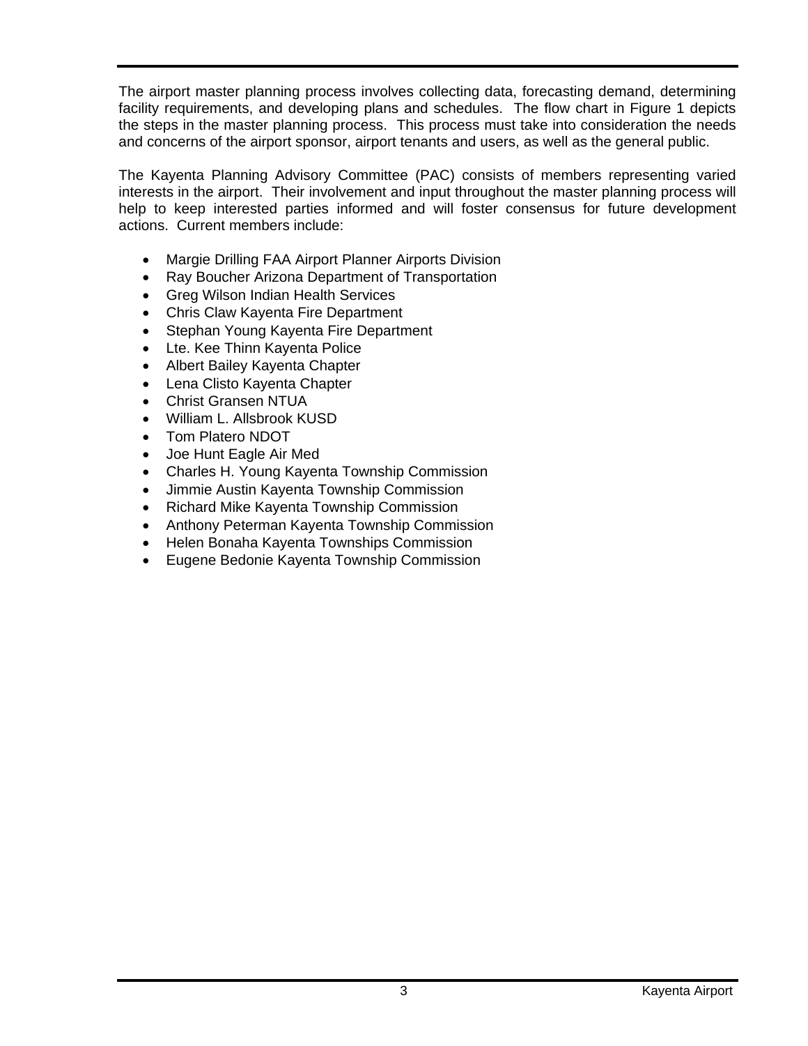The airport master planning process involves collecting data, forecasting demand, determining facility requirements, and developing plans and schedules. The flow chart in Figure 1 depicts the steps in the master planning process. This process must take into consideration the needs and concerns of the airport sponsor, airport tenants and users, as well as the general public.

The Kayenta Planning Advisory Committee (PAC) consists of members representing varied interests in the airport. Their involvement and input throughout the master planning process will help to keep interested parties informed and will foster consensus for future development actions. Current members include:

- Margie Drilling FAA Airport Planner Airports Division
- Ray Boucher Arizona Department of Transportation
- Greg Wilson Indian Health Services
- Chris Claw Kayenta Fire Department
- Stephan Young Kayenta Fire Department
- Lte. Kee Thinn Kayenta Police
- Albert Bailey Kayenta Chapter
- Lena Clisto Kayenta Chapter
- Christ Gransen NTUA
- William L. Allsbrook KUSD
- Tom Platero NDOT
- Joe Hunt Eagle Air Med
- Charles H. Young Kayenta Township Commission
- Jimmie Austin Kayenta Township Commission
- Richard Mike Kayenta Township Commission
- Anthony Peterman Kayenta Township Commission
- Helen Bonaha Kayenta Townships Commission
- Eugene Bedonie Kayenta Township Commission